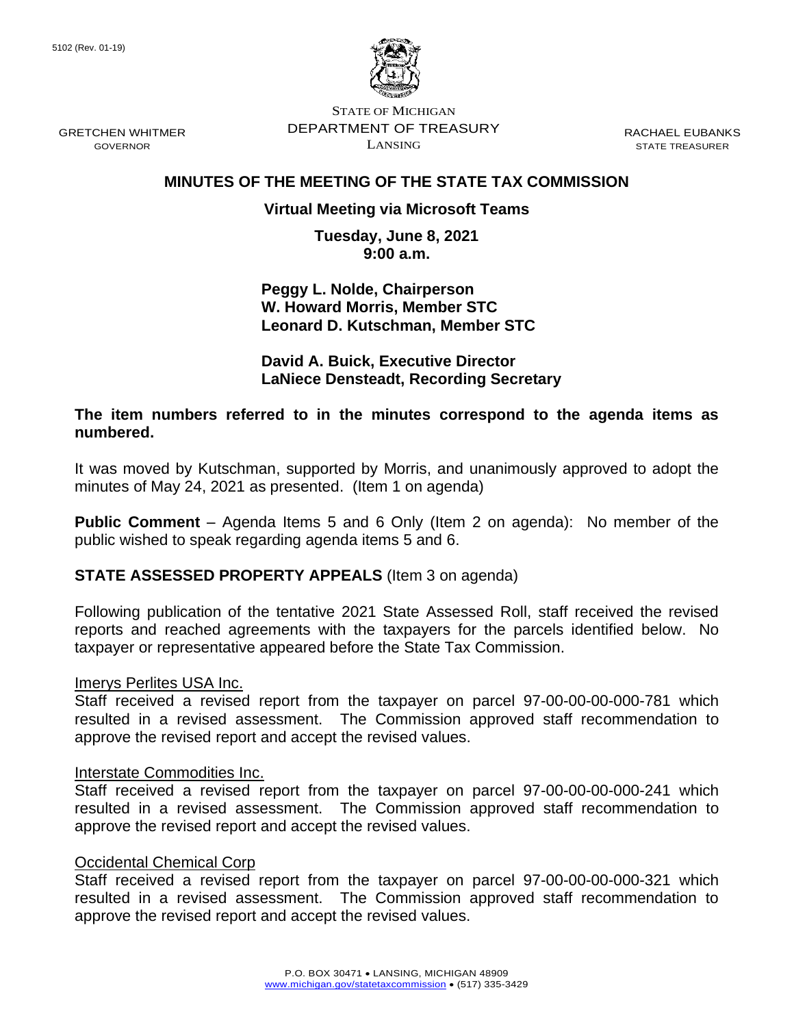5102 (Rev. 01-19)

STATE OF MICHIGAN
DEPARTMENT OF TREASURY
LANSING

GRETCHEN WHITMER
GOVERNOR

RACHAEL EUBANKS
STATE TREASURER

# MINUTES OF THE MEETING OF THE STATE TAX COMMISSION

**Virtual Meeting via Microsoft Teams**

**Tuesday, June 8, 2021**
**9:00 a.m.**

**Peggy L. Nolde, Chairperson**
**W. Howard Morris, Member STC**
**Leonard D. Kutschman, Member STC**

**David A. Buick, Executive Director**
**LaNiece Densteadt, Recording Secretary**

**The item numbers referred to in the minutes correspond to the agenda items as numbered.**

It was moved by Kutschman, supported by Morris, and unanimously approved to adopt the minutes of May 24, 2021 as presented. (Item 1 on agenda)

**Public Comment** – Agenda Items 5 and 6 Only (Item 2 on agenda): No member of the public wished to speak regarding agenda items 5 and 6.

**STATE ASSESSED PROPERTY APPEALS** (Item 3 on agenda)

Following publication of the tentative 2021 State Assessed Roll, staff received the revised reports and reached agreements with the taxpayers for the parcels identified below. No taxpayer or representative appeared before the State Tax Commission.

Imerys Perlites USA Inc.
Staff received a revised report from the taxpayer on parcel 97-00-00-00-000-781 which resulted in a revised assessment. The Commission approved staff recommendation to approve the revised report and accept the revised values.

Interstate Commodities Inc.
Staff received a revised report from the taxpayer on parcel 97-00-00-00-000-241 which resulted in a revised assessment. The Commission approved staff recommendation to approve the revised report and accept the revised values.

Occidental Chemical Corp
Staff received a revised report from the taxpayer on parcel 97-00-00-00-000-321 which resulted in a revised assessment. The Commission approved staff recommendation to approve the revised report and accept the revised values.

P.O. BOX 30471 • LANSING, MICHIGAN 48909
www.michigan.gov/statetaxcommission • (517) 335-3429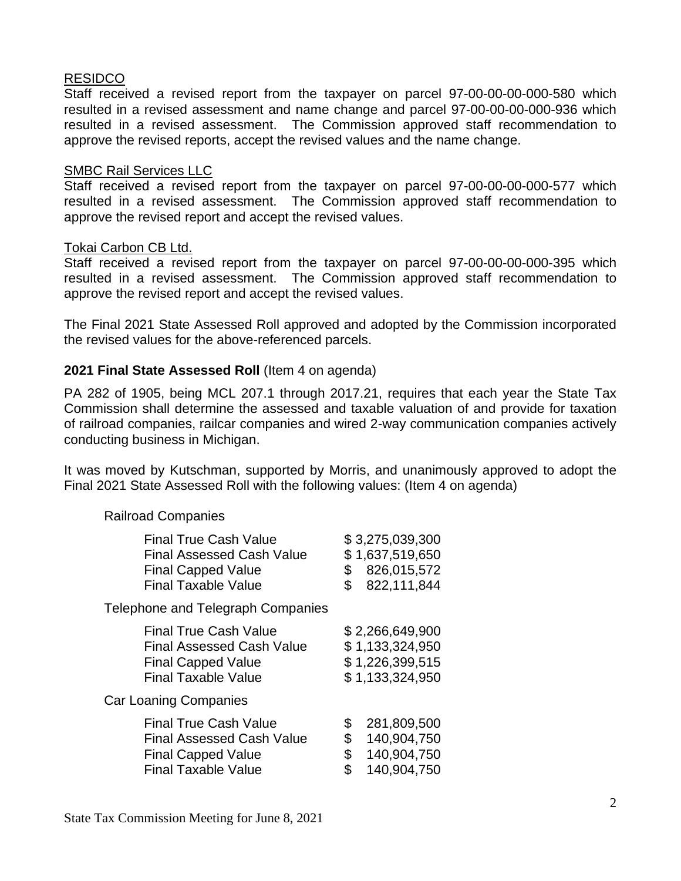RESIDCO

Staff received a revised report from the taxpayer on parcel 97-00-00-00-000-580 which resulted in a revised assessment and name change and parcel 97-00-00-00-000-936 which resulted in a revised assessment. The Commission approved staff recommendation to approve the revised reports, accept the revised values and the name change.

SMBC Rail Services LLC

Staff received a revised report from the taxpayer on parcel 97-00-00-00-000-577 which resulted in a revised assessment. The Commission approved staff recommendation to approve the revised report and accept the revised values.

Tokai Carbon CB Ltd.

Staff received a revised report from the taxpayer on parcel 97-00-00-00-000-395 which resulted in a revised assessment. The Commission approved staff recommendation to approve the revised report and accept the revised values.

The Final 2021 State Assessed Roll approved and adopted by the Commission incorporated the revised values for the above-referenced parcels.

**2021 Final State Assessed Roll** (Item 4 on agenda)

PA 282 of 1905, being MCL 207.1 through 2017.21, requires that each year the State Tax Commission shall determine the assessed and taxable valuation of and provide for taxation of railroad companies, railcar companies and wired 2-way communication companies actively conducting business in Michigan.

It was moved by Kutschman, supported by Morris, and unanimously approved to adopt the Final 2021 State Assessed Roll with the following values: (Item 4 on agenda)

Railroad Companies

| | |
|---|---|
| Final True Cash Value | $ 3,275,039,300 |
| Final Assessed Cash Value | $ 1,637,519,650 |
| Final Capped Value | $ 826,015,572 |
| Final Taxable Value | $ 822,111,844 |

Telephone and Telegraph Companies

| | |
|---|---|
| Final True Cash Value | $ 2,266,649,900 |
| Final Assessed Cash Value | $ 1,133,324,950 |
| Final Capped Value | $ 1,226,399,515 |
| Final Taxable Value | $ 1,133,324,950 |

Car Loaning Companies

| | |
|---|---|
| Final True Cash Value | $ 281,809,500 |
| Final Assessed Cash Value | $ 140,904,750 |
| Final Capped Value | $ 140,904,750 |
| Final Taxable Value | $ 140,904,750 |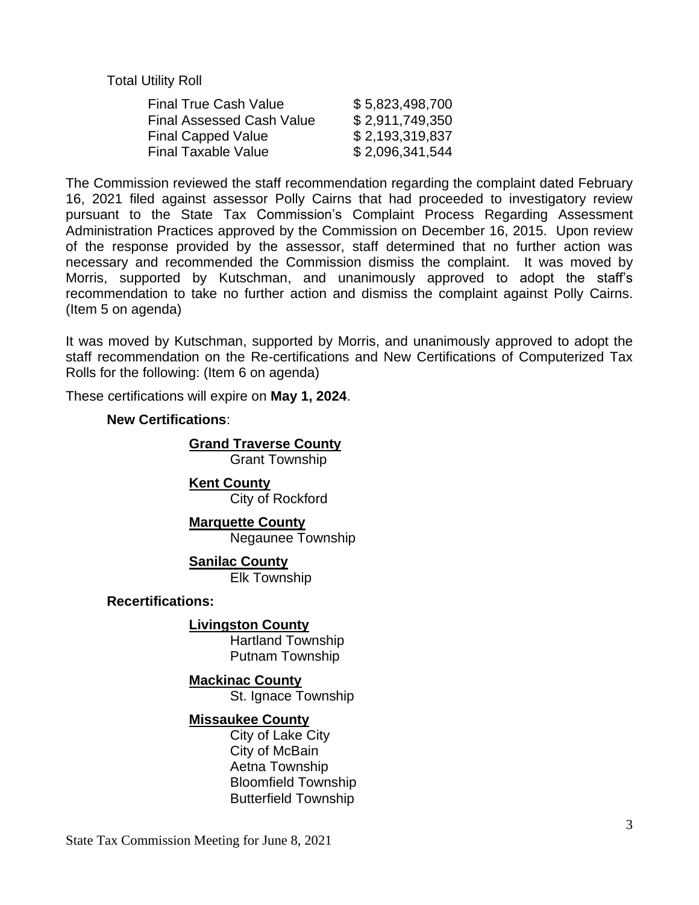Total Utility Roll

| | |
|---|---|
| Final True Cash Value | $ 5,823,498,700 |
| Final Assessed Cash Value | $ 2,911,749,350 |
| Final Capped Value | $ 2,193,319,837 |
| Final Taxable Value | $ 2,096,341,544 |

The Commission reviewed the staff recommendation regarding the complaint dated February 16, 2021 filed against assessor Polly Cairns that had proceeded to investigatory review pursuant to the State Tax Commission's Complaint Process Regarding Assessment Administration Practices approved by the Commission on December 16, 2015. Upon review of the response provided by the assessor, staff determined that no further action was necessary and recommended the Commission dismiss the complaint. It was moved by Morris, supported by Kutschman, and unanimously approved to adopt the staff's recommendation to take no further action and dismiss the complaint against Polly Cairns. (Item 5 on agenda)

It was moved by Kutschman, supported by Morris, and unanimously approved to adopt the staff recommendation on the Re-certifications and New Certifications of Computerized Tax Rolls for the following: (Item 6 on agenda)

These certifications will expire on **May 1, 2024**.

**New Certifications**:

**Grand Traverse County**
Grant Township

**Kent County**
City of Rockford

**Marquette County**
Negaunee Township

**Sanilac County**
Elk Township

**Recertifications:**

**Livingston County**
Hartland Township
Putnam Township

**Mackinac County**
St. Ignace Township

**Missaukee County**
City of Lake City
City of McBain
Aetna Township
Bloomfield Township
Butterfield Township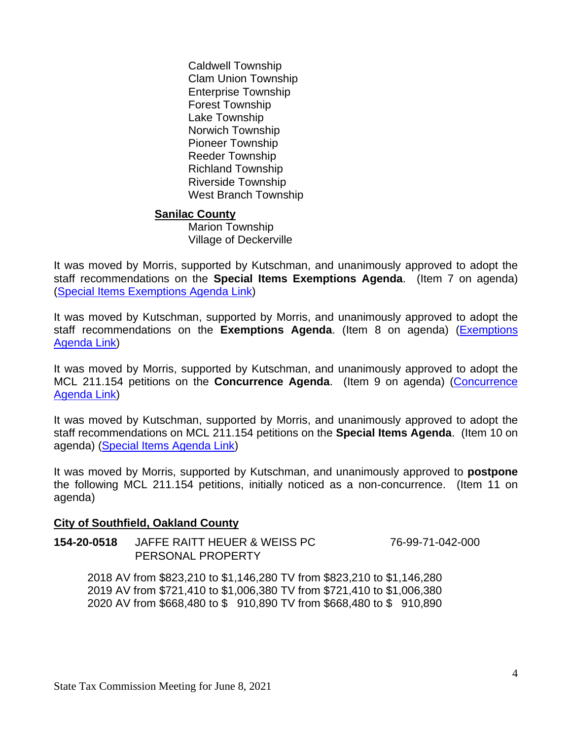Caldwell Township
Clam Union Township
Enterprise Township
Forest Township
Lake Township
Norwich Township
Pioneer Township
Reeder Township
Richland Township
Riverside Township
West Branch Township

**Sanilac County**

Marion Township
Village of Deckerville

It was moved by Morris, supported by Kutschman, and unanimously approved to adopt the staff recommendations on the **Special Items Exemptions Agenda**. (Item 7 on agenda) (Special Items Exemptions Agenda Link)

It was moved by Kutschman, supported by Morris, and unanimously approved to adopt the staff recommendations on the **Exemptions Agenda**. (Item 8 on agenda) (Exemptions Agenda Link)

It was moved by Morris, supported by Kutschman, and unanimously approved to adopt the MCL 211.154 petitions on the **Concurrence Agenda**. (Item 9 on agenda) (Concurrence Agenda Link)

It was moved by Kutschman, supported by Morris, and unanimously approved to adopt the staff recommendations on MCL 211.154 petitions on the **Special Items Agenda**. (Item 10 on agenda) (Special Items Agenda Link)

It was moved by Morris, supported by Kutschman, and unanimously approved to **postpone** the following MCL 211.154 petitions, initially noticed as a non-concurrence. (Item 11 on agenda)

**City of Southfield, Oakland County**

**154-20-0518** JAFFE RAITT HEUER & WEISS PC 76-99-71-042-000
PERSONAL PROPERTY

2018 AV from $823,210 to $1,146,280 TV from $823,210 to $1,146,280
2019 AV from $721,410 to $1,006,380 TV from $721,410 to $1,006,380
2020 AV from $668,480 to $ 910,890 TV from $668,480 to $ 910,890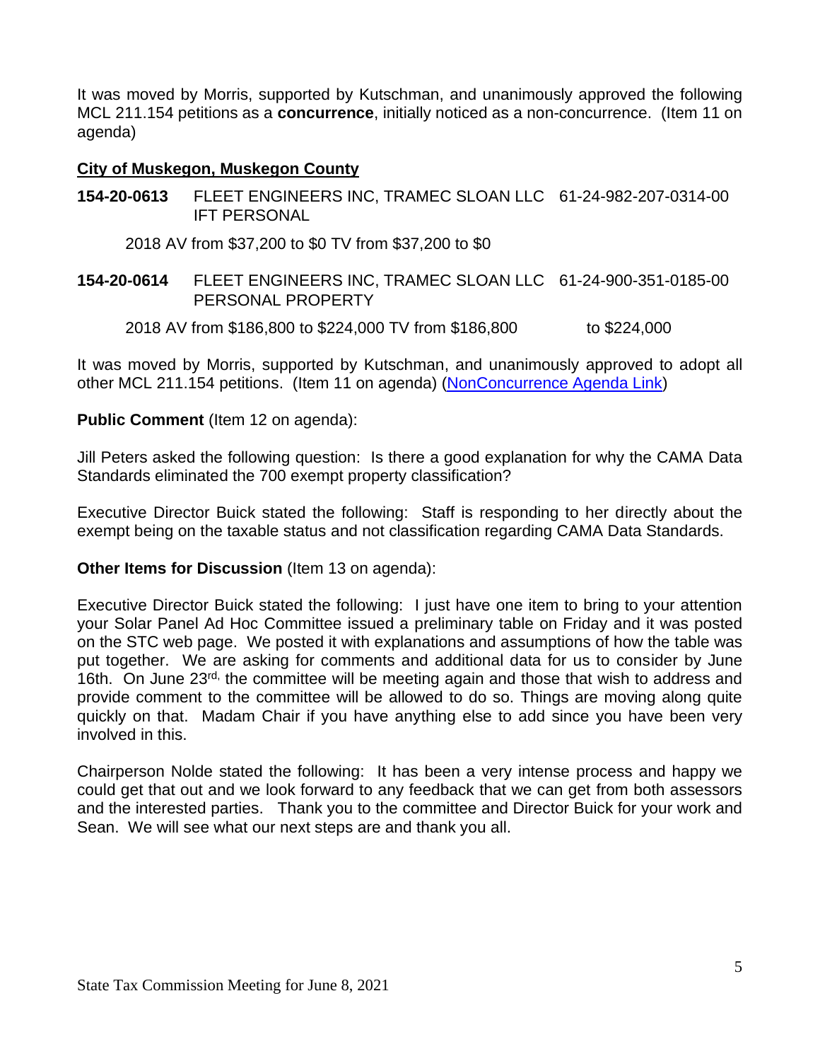It was moved by Morris, supported by Kutschman, and unanimously approved the following MCL 211.154 petitions as a **concurrence**, initially noticed as a non-concurrence. (Item 11 on agenda)

**City of Muskegon, Muskegon County**

**154-20-0613** FLEET ENGINEERS INC, TRAMEC SLOAN LLC 61-24-982-207-0314-00 IFT PERSONAL

2018 AV from $37,200 to $0 TV from $37,200 to $0

**154-20-0614** FLEET ENGINEERS INC, TRAMEC SLOAN LLC 61-24-900-351-0185-00 PERSONAL PROPERTY

2018 AV from $186,800 to $224,000 TV from $186,800 to $224,000

It was moved by Morris, supported by Kutschman, and unanimously approved to adopt all other MCL 211.154 petitions. (Item 11 on agenda) (NonConcurrence Agenda Link)

**Public Comment** (Item 12 on agenda):

Jill Peters asked the following question: Is there a good explanation for why the CAMA Data Standards eliminated the 700 exempt property classification?

Executive Director Buick stated the following: Staff is responding to her directly about the exempt being on the taxable status and not classification regarding CAMA Data Standards.

**Other Items for Discussion** (Item 13 on agenda):

Executive Director Buick stated the following: I just have one item to bring to your attention your Solar Panel Ad Hoc Committee issued a preliminary table on Friday and it was posted on the STC web page. We posted it with explanations and assumptions of how the table was put together. We are asking for comments and additional data for us to consider by June 16th. On June 23rd, the committee will be meeting again and those that wish to address and provide comment to the committee will be allowed to do so. Things are moving along quite quickly on that. Madam Chair if you have anything else to add since you have been very involved in this.

Chairperson Nolde stated the following: It has been a very intense process and happy we could get that out and we look forward to any feedback that we can get from both assessors and the interested parties. Thank you to the committee and Director Buick for your work and Sean. We will see what our next steps are and thank you all.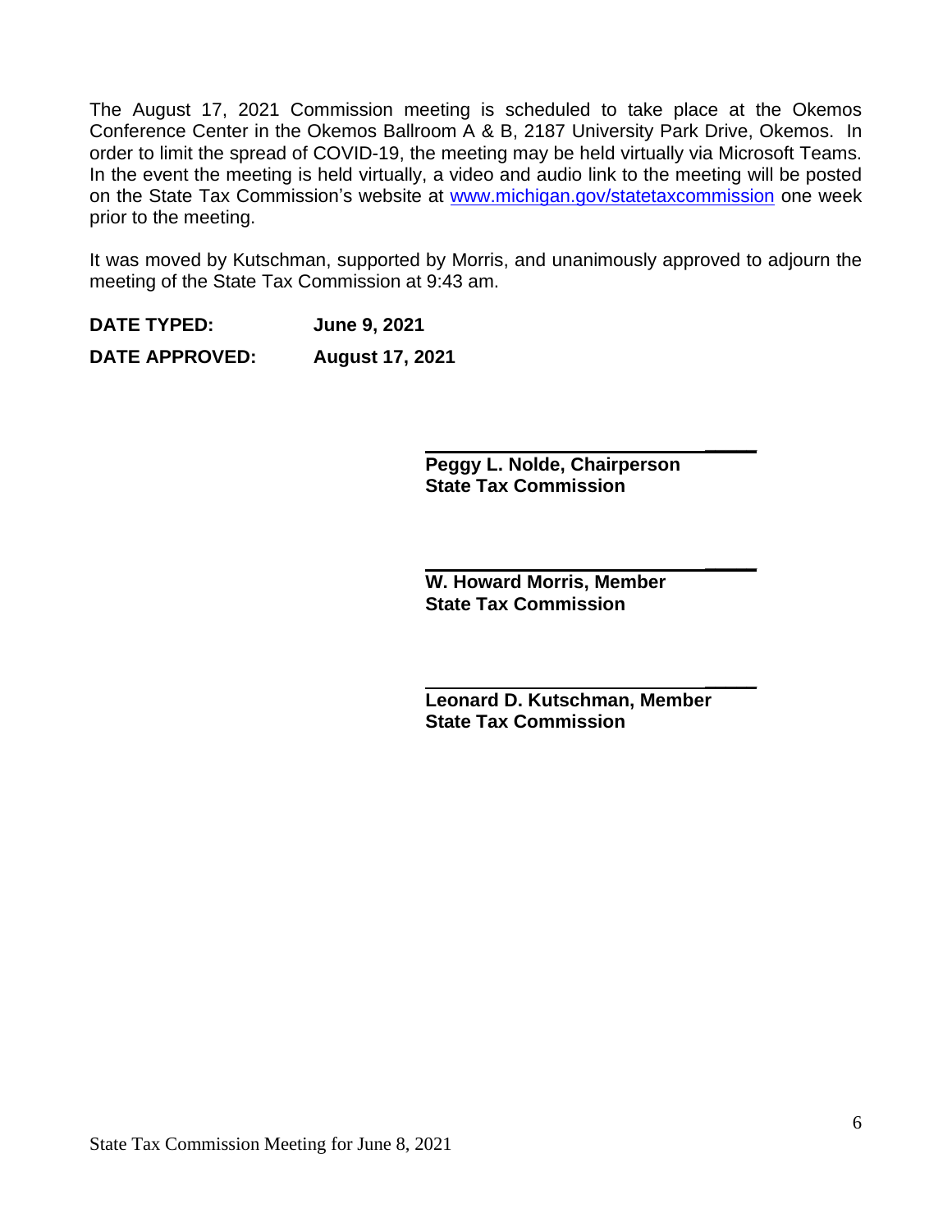The August 17, 2021 Commission meeting is scheduled to take place at the Okemos Conference Center in the Okemos Ballroom A & B, 2187 University Park Drive, Okemos. In order to limit the spread of COVID-19, the meeting may be held virtually via Microsoft Teams. In the event the meeting is held virtually, a video and audio link to the meeting will be posted on the State Tax Commission's website at [www.michigan.gov/statetaxcommission](http://www.michigan.gov/statetaxcommission) one week prior to the meeting.

It was moved by Kutschman, supported by Morris, and unanimously approved to adjourn the meeting of the State Tax Commission at 9:43 am.

**DATE TYPED:** **June 9, 2021**

**DATE APPROVED:** **August 17, 2021**

______________________________

**Peggy L. Nolde, Chairperson**
**State Tax Commission**

______________________________

**W. Howard Morris, Member**
**State Tax Commission**

______________________________

**Leonard D. Kutschman, Member**
**State Tax Commission**